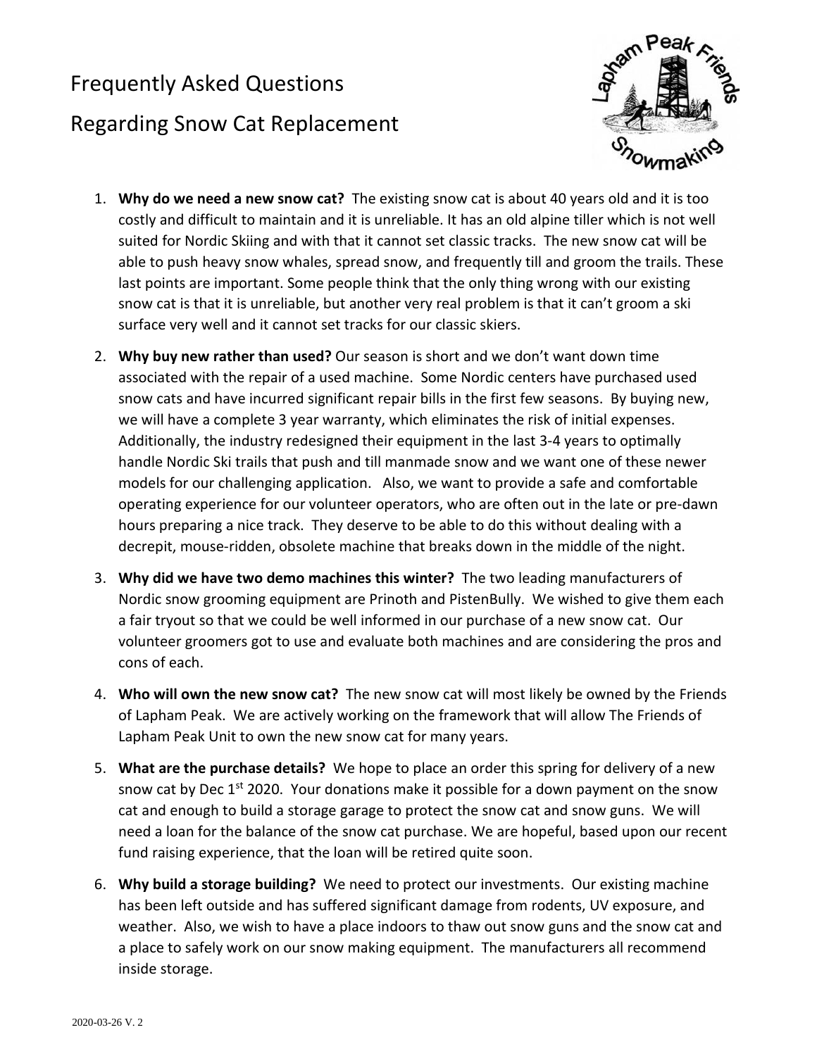# Frequently Asked Questions

# Regarding Snow Cat Replacement

1. **Why do we need a new snow cat?** The existing snow cat is about 40 years old and it is too costly and difficult to maintain and it is unreliable. It has an old alpine tiller which is not well suited for Nordic Skiing and with that it cannot set classic tracks. The new snow cat will be able to push heavy snow whales, spread snow, and frequently till and groom the trails. These last points are important. Some people think that the only thing wrong with our existing snow cat is that it is unreliable, but another very real problem is that it can't groom a ski surface very well and it cannot set tracks for our classic skiers.

2. **Why buy new rather than used?** Our season is short and we don't want down time associated with the repair of a used machine. Some Nordic centers have purchased used snow cats and have incurred significant repair bills in the first few seasons. By buying new, we will have a complete 3 year warranty, which eliminates the risk of initial expenses. Additionally, the industry redesigned their equipment in the last 3-4 years to optimally handle Nordic Ski trails that push and till manmade snow and we want one of these newer models for our challenging application. Also, we want to provide a safe and comfortable operating experience for our volunteer operators, who are often out in the late or pre-dawn hours preparing a nice track. They deserve to be able to do this without dealing with a decrepit, mouse-ridden, obsolete machine that breaks down in the middle of the night.

3. **Why did we have two demo machines this winter?** The two leading manufacturers of Nordic snow grooming equipment are Prinoth and PistenBully. We wished to give them each a fair tryout so that we could be well informed in our purchase of a new snow cat. Our volunteer groomers got to use and evaluate both machines and are considering the pros and cons of each.

4. **Who will own the new snow cat?** The new snow cat will most likely be owned by the Friends of Lapham Peak. We are actively working on the framework that will allow The Friends of Lapham Peak Unit to own the new snow cat for many years.

5. **What are the purchase details?** We hope to place an order this spring for delivery of a new snow cat by Dec 1st 2020. Your donations make it possible for a down payment on the snow cat and enough to build a storage garage to protect the snow cat and snow guns. We will need a loan for the balance of the snow cat purchase. We are hopeful, based upon our recent fund raising experience, that the loan will be retired quite soon.

6. **Why build a storage building?** We need to protect our investments. Our existing machine has been left outside and has suffered significant damage from rodents, UV exposure, and weather. Also, we wish to have a place indoors to thaw out snow guns and the snow cat and a place to safely work on our snow making equipment. The manufacturers all recommend inside storage.

2020-03-26 V. 2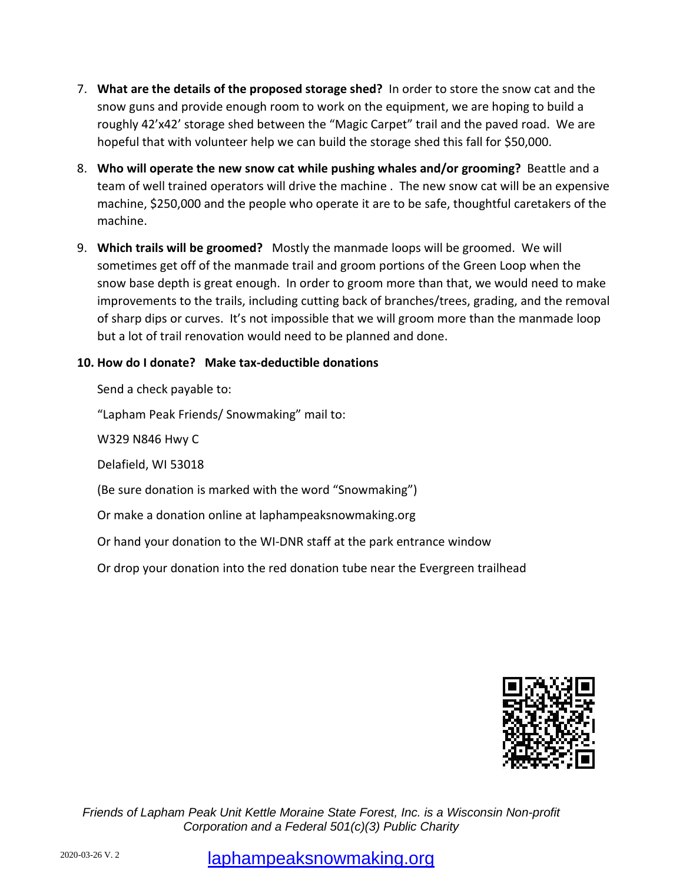7. **What are the details of the proposed storage shed?** In order to store the snow cat and the snow guns and provide enough room to work on the equipment, we are hoping to build a roughly 42'x42' storage shed between the "Magic Carpet" trail and the paved road. We are hopeful that with volunteer help we can build the storage shed this fall for $50,000.

8. **Who will operate the new snow cat while pushing whales and/or grooming?** Beattle and a team of well trained operators will drive the machine . The new snow cat will be an expensive machine, $250,000 and the people who operate it are to be safe, thoughtful caretakers of the machine.

9. **Which trails will be groomed?** Mostly the manmade loops will be groomed. We will sometimes get off of the manmade trail and groom portions of the Green Loop when the snow base depth is great enough. In order to groom more than that, we would need to make improvements to the trails, including cutting back of branches/trees, grading, and the removal of sharp dips or curves. It's not impossible that we will groom more than the manmade loop but a lot of trail renovation would need to be planned and done.

**10. How do I donate? Make tax-deductible donations**

Send a check payable to:

"Lapham Peak Friends/ Snowmaking" mail to:

W329 N846 Hwy C

Delafield, WI 53018

(Be sure donation is marked with the word "Snowmaking")

Or make a donation online at laphampeaksnowmaking.org

Or hand your donation to the WI-DNR staff at the park entrance window

Or drop your donation into the red donation tube near the Evergreen trailhead

*Friends of Lapham Peak Unit Kettle Moraine State Forest, Inc. is a Wisconsin Non-profit Corporation and a Federal 501(c)(3) Public Charity*

2020-03-26 V. 2

laphampeaksnowmaking.org